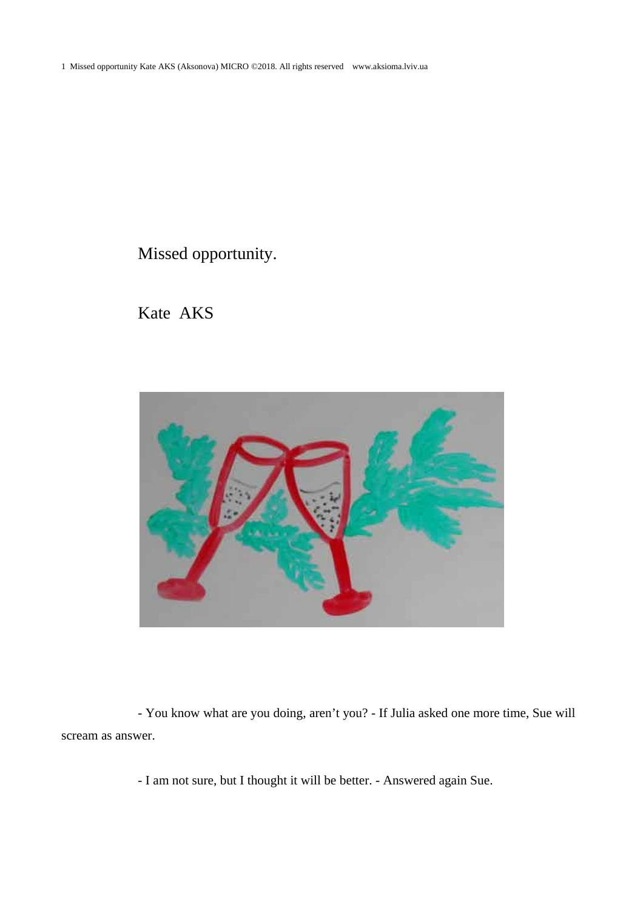# Missed opportunity.

Kate AKS

- You know what are you doing, aren't you? - If Julia asked one more time, Sue will scream as answer.

- I am not sure, but I thought it will be better. - Answered again Sue.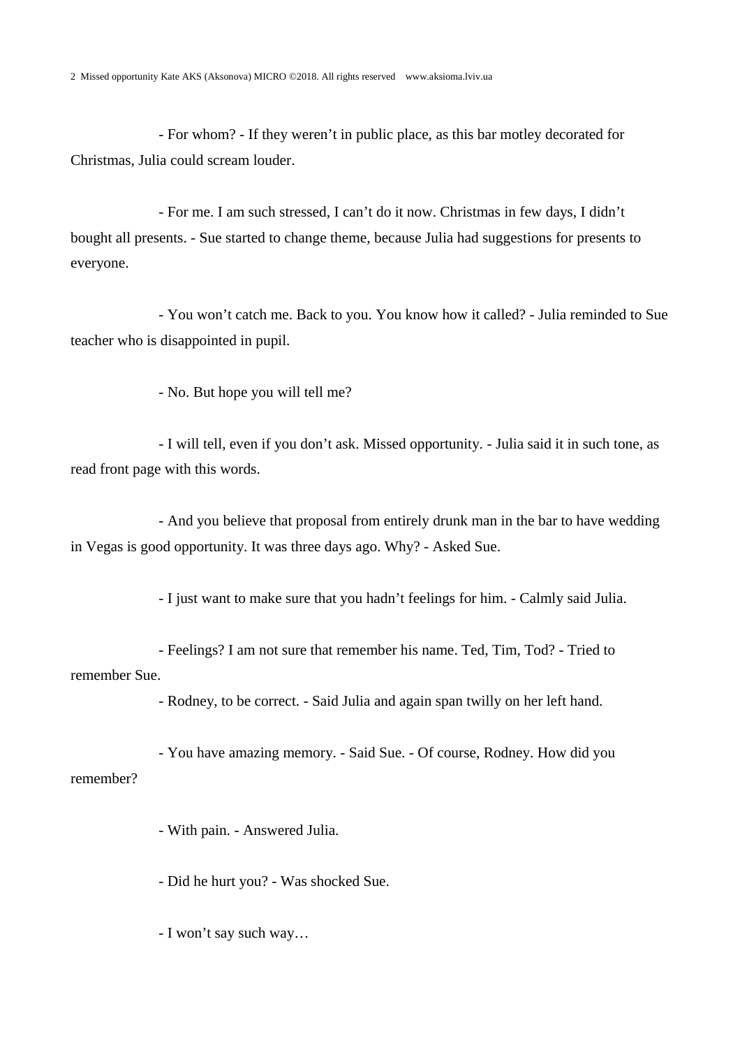- For whom? - If they weren’t in public place, as this bar motley decorated for Christmas, Julia could scream louder.

- For me. I am such stressed, I can’t do it now. Christmas in few days, I didn’t bought all presents. - Sue started to change theme, because Julia had suggestions for presents to everyone.

- You won’t catch me. Back to you. You know how it called? - Julia reminded to Sue teacher who is disappointed in pupil.

- No. But hope you will tell me?

- I will tell, even if you don’t ask. Missed opportunity. - Julia said it in such tone, as read front page with this words.

- And you believe that proposal from entirely drunk man in the bar to have wedding in Vegas is good opportunity. It was three days ago. Why? - Asked Sue.

- I just want to make sure that you hadn’t feelings for him. - Calmly said Julia.

- Feelings? I am not sure that remember his name. Ted, Tim, Tod? - Tried to remember Sue.

- Rodney, to be correct. - Said Julia and again span twilly on her left hand.

- You have amazing memory. - Said Sue. - Of course, Rodney. How did you remember?

- With pain. - Answered Julia.

- Did he hurt you? - Was shocked Sue.

- I won’t say such way…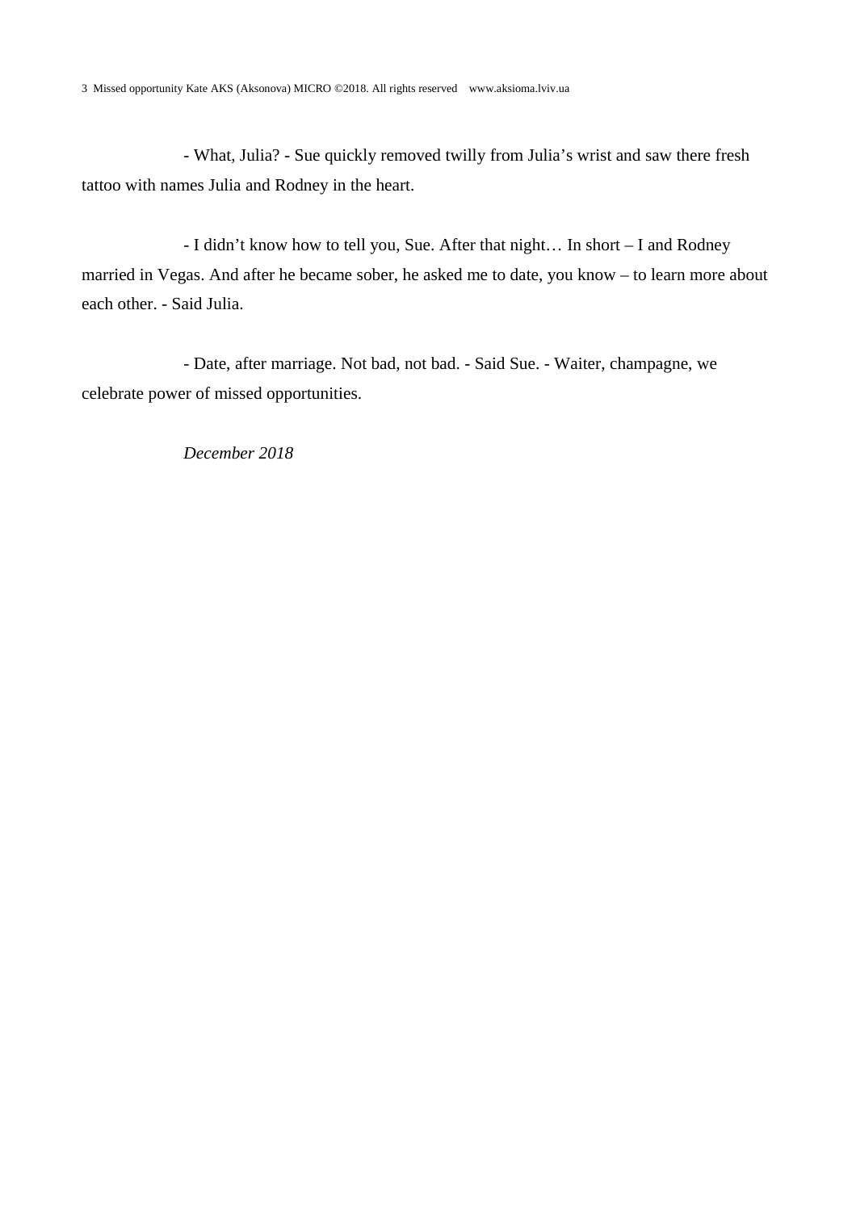- What, Julia? - Sue quickly removed twilly from Julia’s wrist and saw there fresh tattoo with names Julia and Rodney in the heart.

- I didn’t know how to tell you, Sue. After that night… In short – I and Rodney married in Vegas. And after he became sober, he asked me to date, you know – to learn more about each other. - Said Julia.

- Date, after marriage. Not bad, not bad. - Said Sue. - Waiter, champagne, we celebrate power of missed opportunities.

*December 2018*